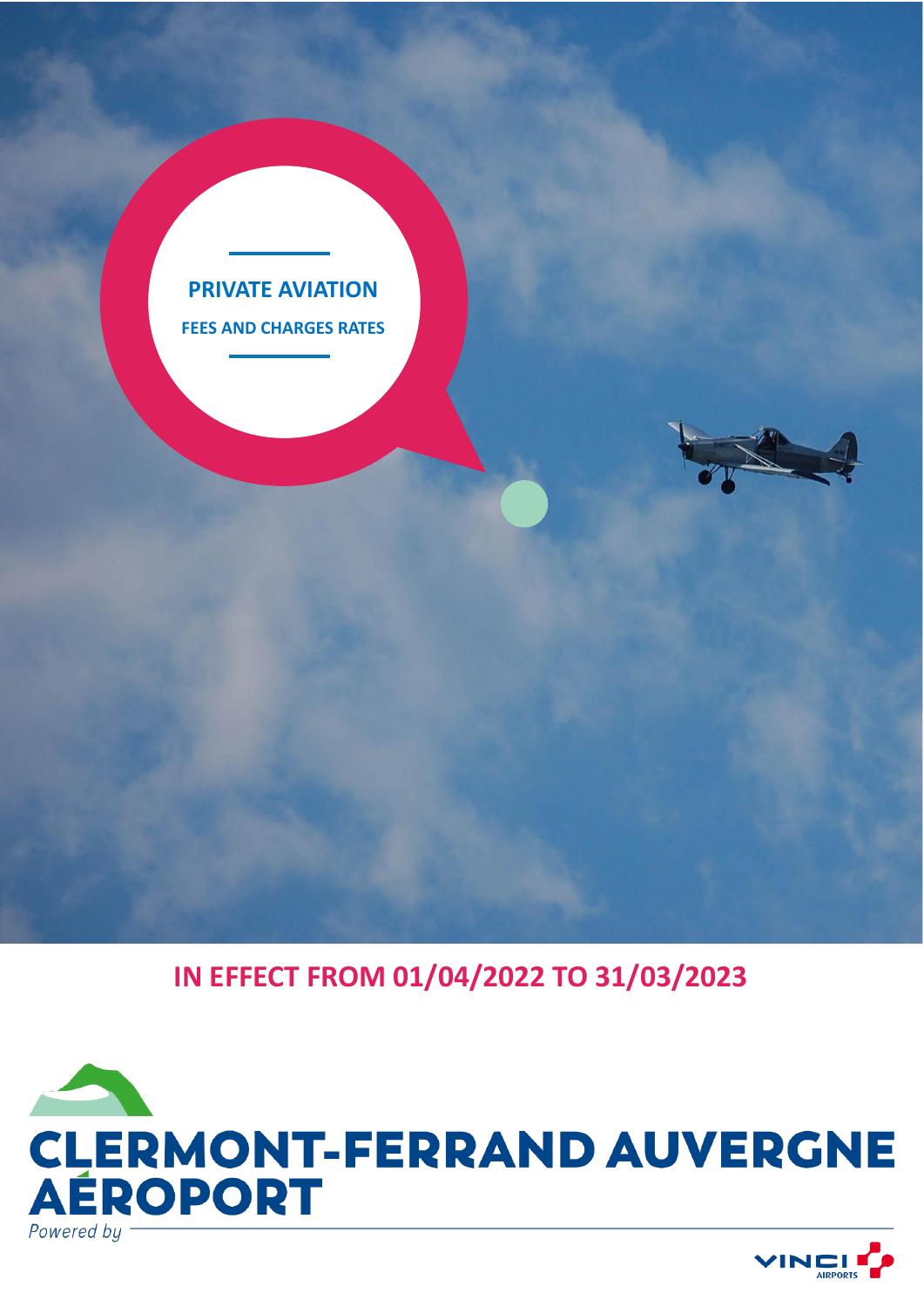# PRIVATE AVIATION

## FEES AND CHARGES RATES

**IN EFFECT FROM 01/04/2022 TO 31/03/2023**

**CLERMONT-FERRAND AUVERGNE AÉROPORT**

*Powered by*

VINCI AIRPORTS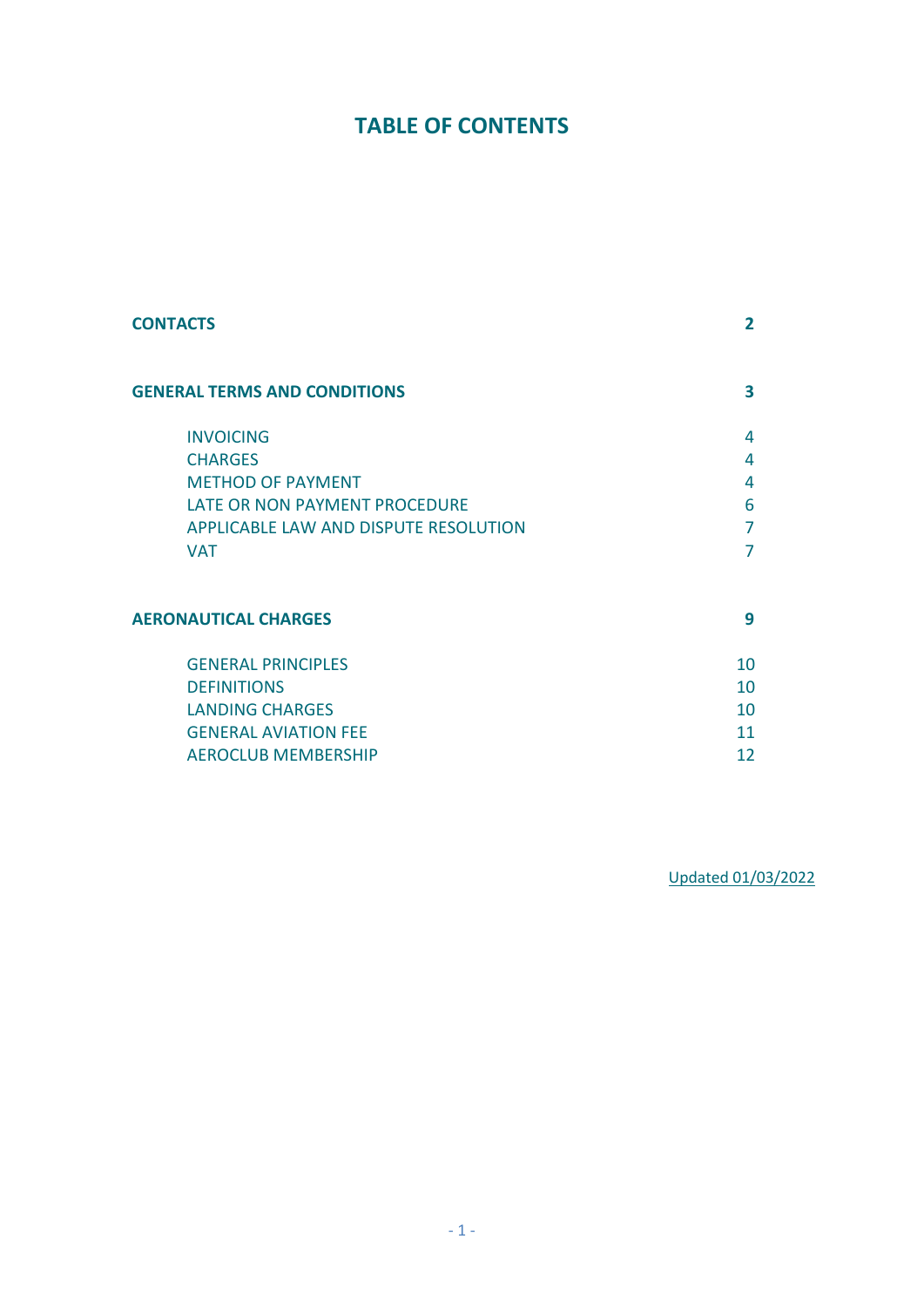# TABLE OF CONTENTS

| | |
|---|---|
| **CONTACTS** | **2** |
| **GENERAL TERMS AND CONDITIONS** | **3** |
| INVOICING | 4 |
| CHARGES | 4 |
| METHOD OF PAYMENT | 4 |
| LATE OR NON PAYMENT PROCEDURE | 6 |
| APPLICABLE LAW AND DISPUTE RESOLUTION | 7 |
| VAT | 7 |
| **AERONAUTICAL CHARGES** | **9** |
| GENERAL PRINCIPLES | 10 |
| DEFINITIONS | 10 |
| LANDING CHARGES | 10 |
| GENERAL AVIATION FEE | 11 |
| AEROCLUB MEMBERSHIP | 12 |

Updated 01/03/2022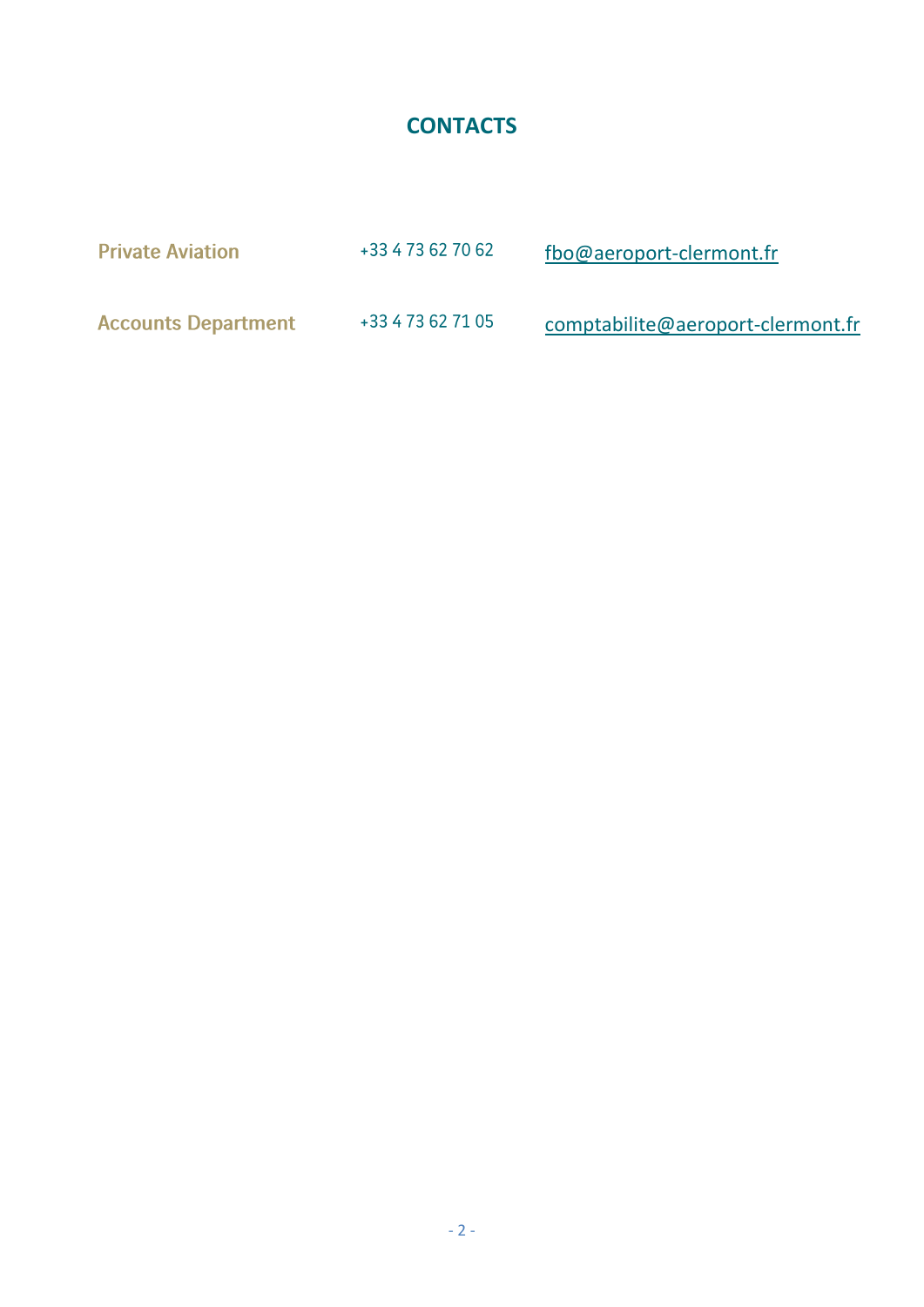# CONTACTS

| | | |
|---|---|---|
| Private Aviation | +33 4 73 62 70 62 | fbo@aeroport-clermont.fr |
| Accounts Department | +33 4 73 62 71 05 | comptabilite@aeroport-clermont.fr |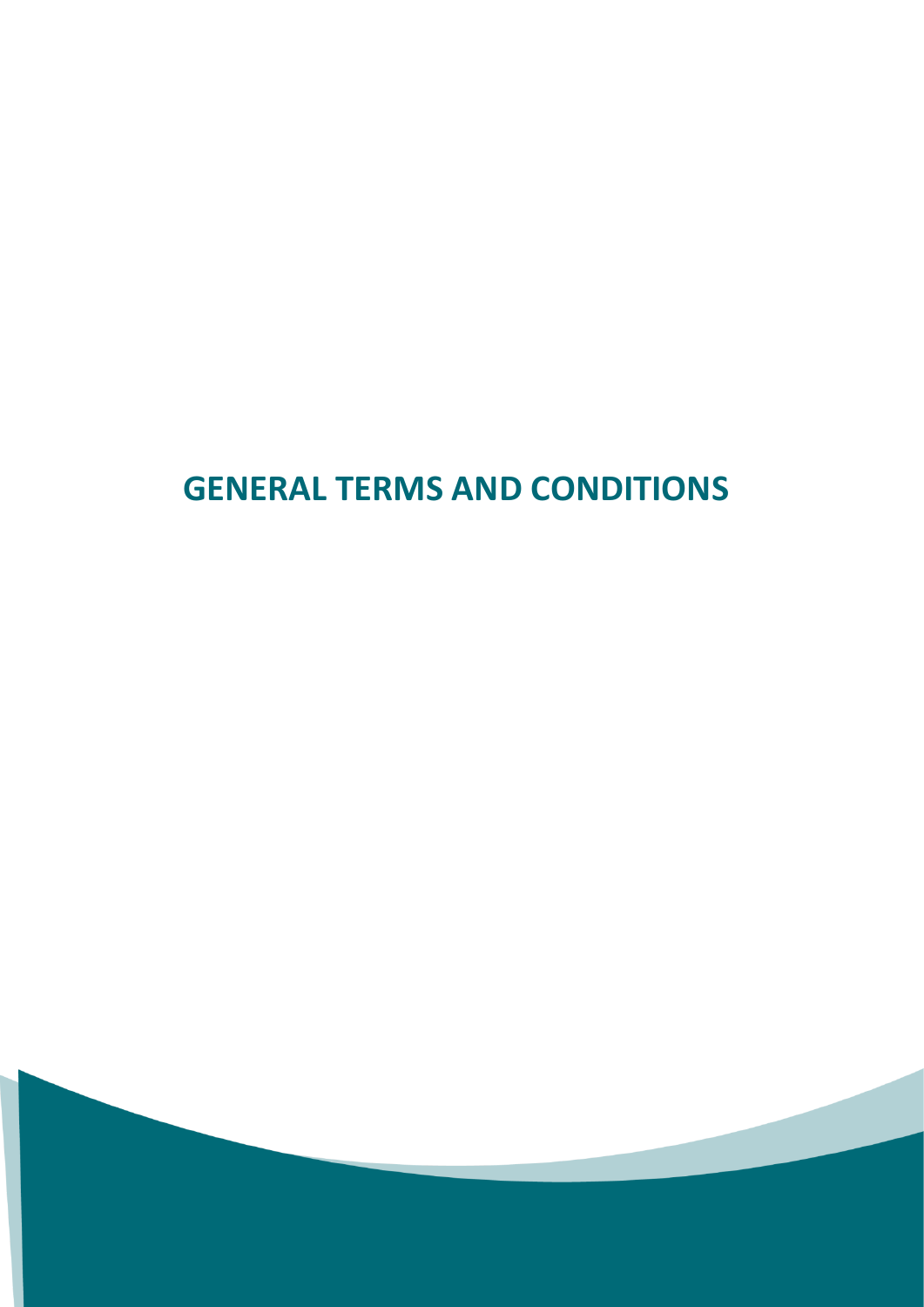# GENERAL TERMS AND CONDITIONS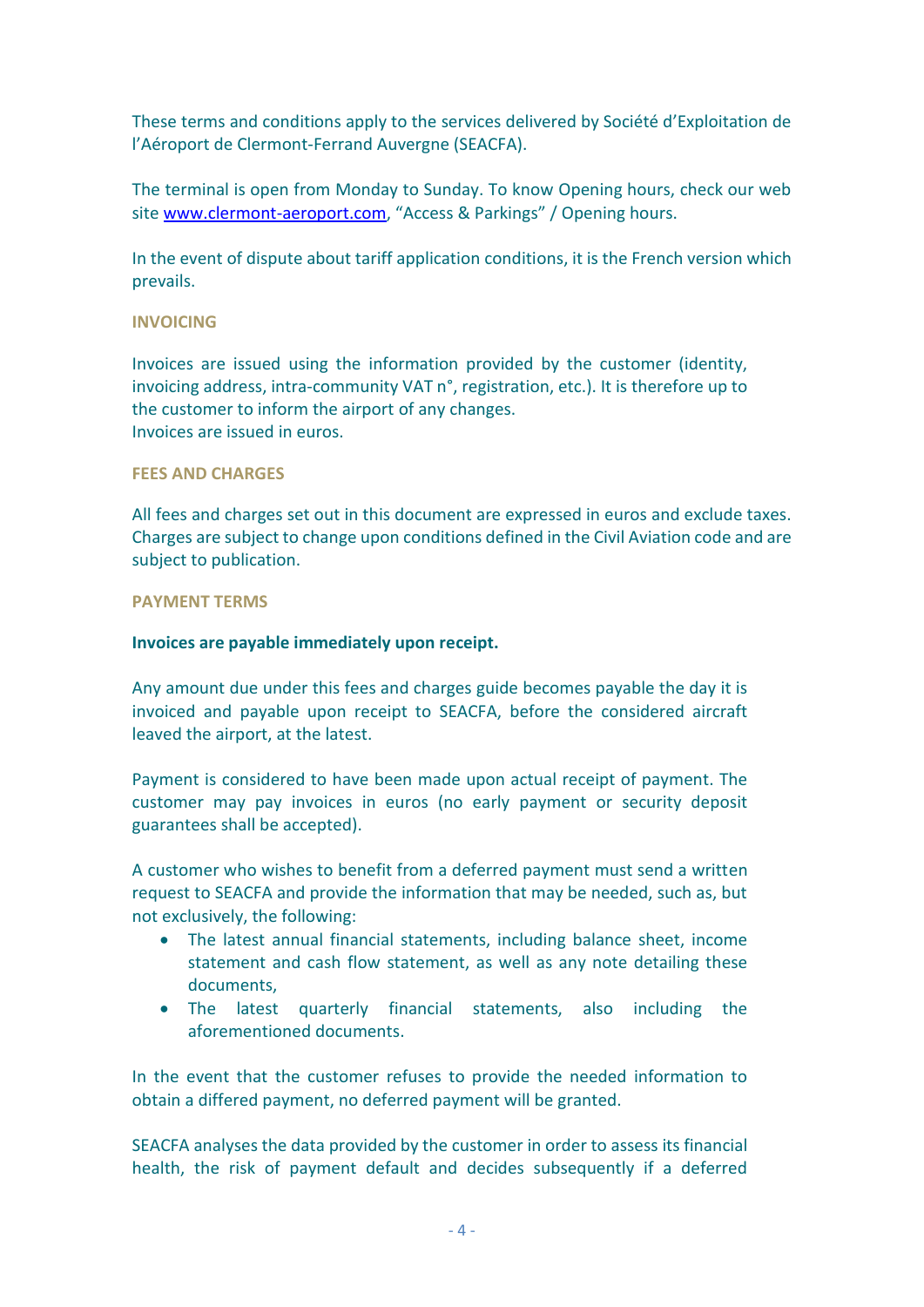These terms and conditions apply to the services delivered by Société d'Exploitation de l'Aéroport de Clermont-Ferrand Auvergne (SEACFA).

The terminal is open from Monday to Sunday. To know Opening hours, check our web site www.clermont-aeroport.com, "Access & Parkings" / Opening hours.

In the event of dispute about tariff application conditions, it is the French version which prevails.

## INVOICING

Invoices are issued using the information provided by the customer (identity, invoicing address, intra-community VAT n°, registration, etc.). It is therefore up to the customer to inform the airport of any changes.
Invoices are issued in euros.

## FEES AND CHARGES

All fees and charges set out in this document are expressed in euros and exclude taxes. Charges are subject to change upon conditions defined in the Civil Aviation code and are subject to publication.

## PAYMENT TERMS

**Invoices are payable immediately upon receipt.**

Any amount due under this fees and charges guide becomes payable the day it is invoiced and payable upon receipt to SEACFA, before the considered aircraft leaved the airport, at the latest.

Payment is considered to have been made upon actual receipt of payment. The customer may pay invoices in euros (no early payment or security deposit guarantees shall be accepted).

A customer who wishes to benefit from a deferred payment must send a written request to SEACFA and provide the information that may be needed, such as, but not exclusively, the following:

- The latest annual financial statements, including balance sheet, income statement and cash flow statement, as well as any note detailing these documents,
- The latest quarterly financial statements, also including the aforementioned documents.

In the event that the customer refuses to provide the needed information to obtain a differed payment, no deferred payment will be granted.

SEACFA analyses the data provided by the customer in order to assess its financial health, the risk of payment default and decides subsequently if a deferred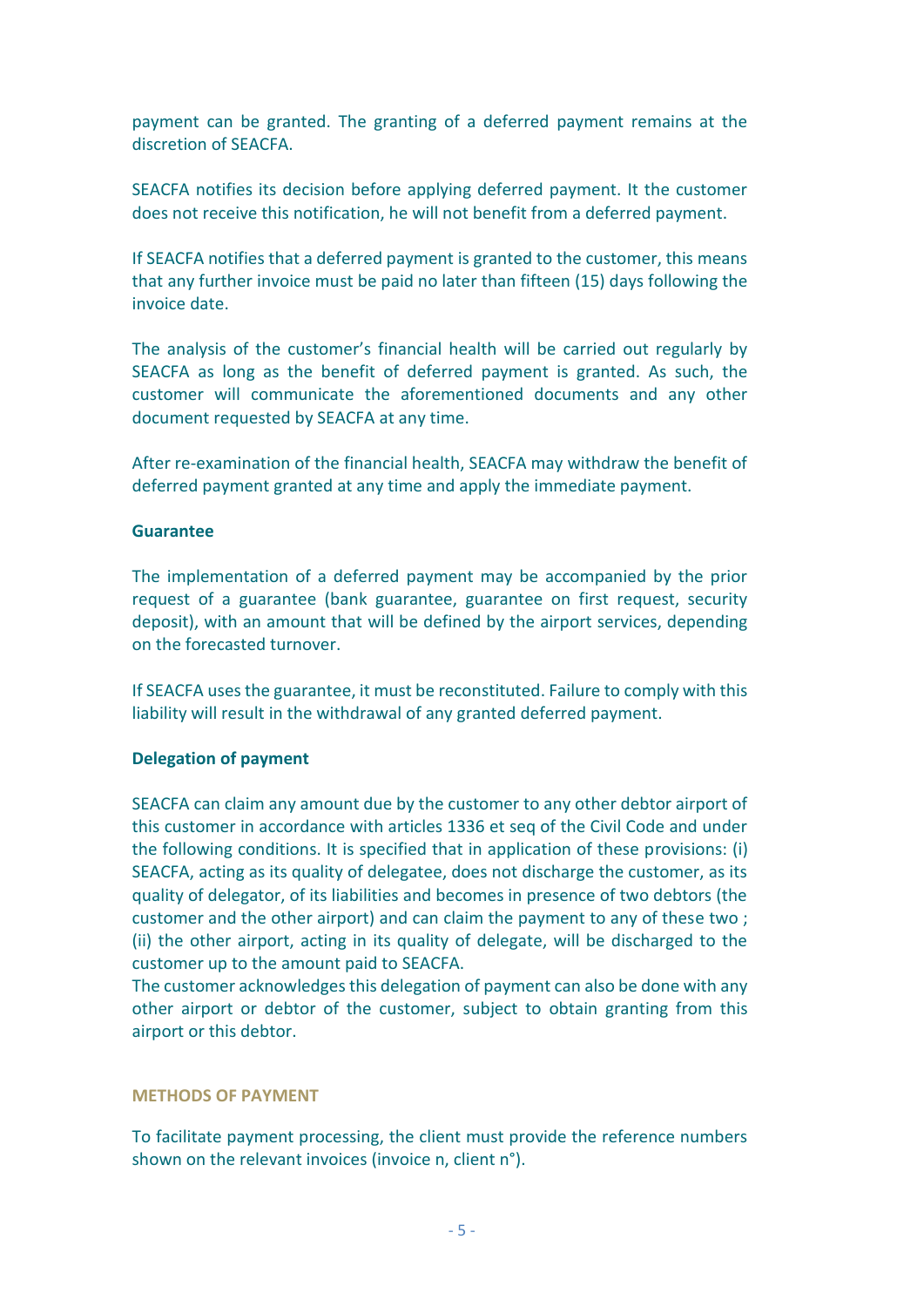payment can be granted. The granting of a deferred payment remains at the discretion of SEACFA.

SEACFA notifies its decision before applying deferred payment. It the customer does not receive this notification, he will not benefit from a deferred payment.

If SEACFA notifies that a deferred payment is granted to the customer, this means that any further invoice must be paid no later than fifteen (15) days following the invoice date.

The analysis of the customer's financial health will be carried out regularly by SEACFA as long as the benefit of deferred payment is granted. As such, the customer will communicate the aforementioned documents and any other document requested by SEACFA at any time.

After re-examination of the financial health, SEACFA may withdraw the benefit of deferred payment granted at any time and apply the immediate payment.

**Guarantee**

The implementation of a deferred payment may be accompanied by the prior request of a guarantee (bank guarantee, guarantee on first request, security deposit), with an amount that will be defined by the airport services, depending on the forecasted turnover.

If SEACFA uses the guarantee, it must be reconstituted. Failure to comply with this liability will result in the withdrawal of any granted deferred payment.

**Delegation of payment**

SEACFA can claim any amount due by the customer to any other debtor airport of this customer in accordance with articles 1336 et seq of the Civil Code and under the following conditions. It is specified that in application of these provisions: (i) SEACFA, acting as its quality of delegatee, does not discharge the customer, as its quality of delegator, of its liabilities and becomes in presence of two debtors (the customer and the other airport) and can claim the payment to any of these two ; (ii) the other airport, acting in its quality of delegate, will be discharged to the customer up to the amount paid to SEACFA.
The customer acknowledges this delegation of payment can also be done with any other airport or debtor of the customer, subject to obtain granting from this airport or this debtor.

## METHODS OF PAYMENT

To facilitate payment processing, the client must provide the reference numbers shown on the relevant invoices (invoice n, client n°).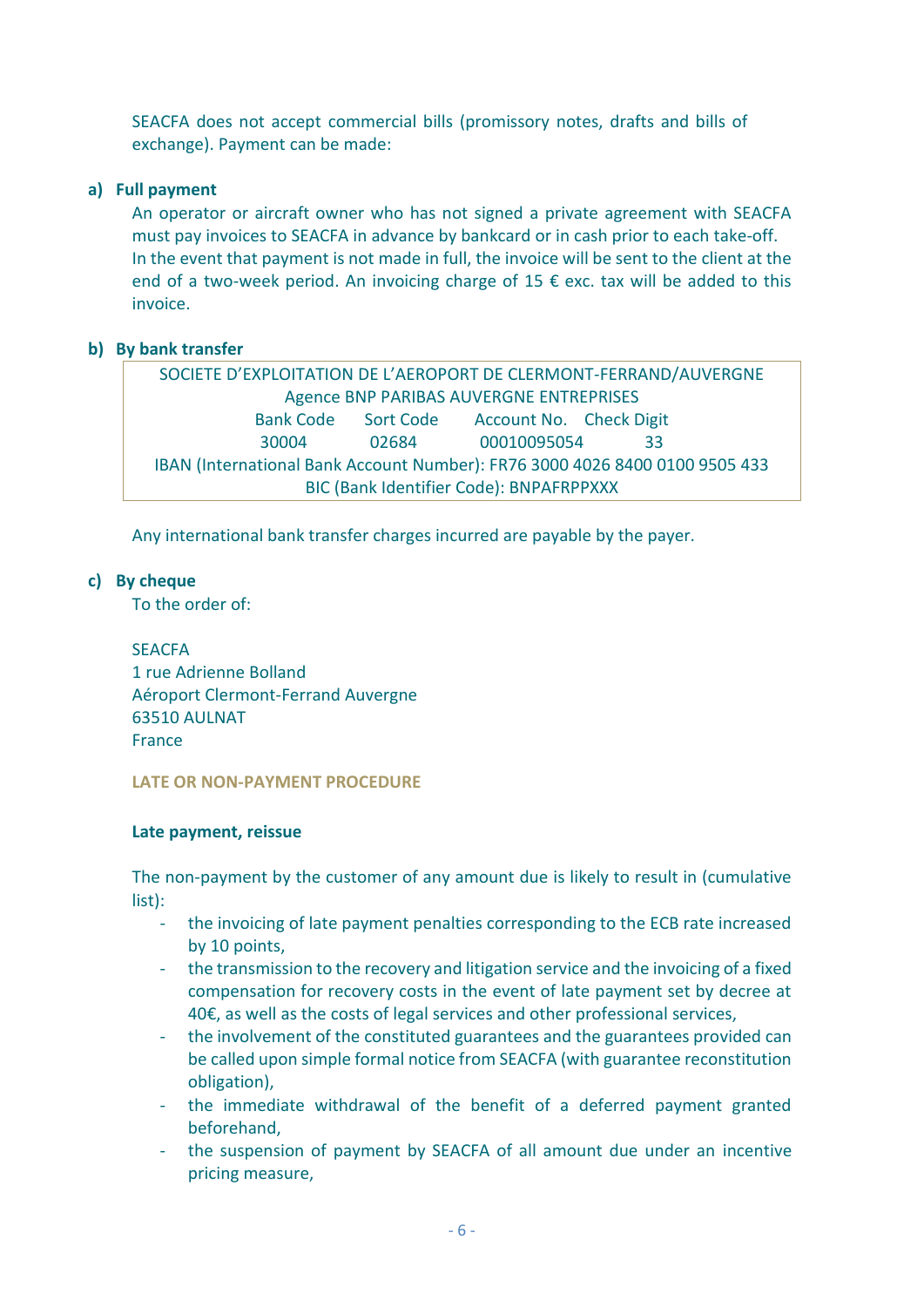SEACFA does not accept commercial bills (promissory notes, drafts and bills of exchange). Payment can be made:

**a) Full payment**

An operator or aircraft owner who has not signed a private agreement with SEACFA must pay invoices to SEACFA in advance by bankcard or in cash prior to each take-off. In the event that payment is not made in full, the invoice will be sent to the client at the end of a two-week period. An invoicing charge of 15 € exc. tax will be added to this invoice.

**b) By bank transfer**

SOCIETE D'EXPLOITATION DE L'AEROPORT DE CLERMONT-FERRAND/AUVERGNE
Agence BNP PARIBAS AUVERGNE ENTREPRISES

| Bank Code | Sort Code | Account No. | Check Digit |
|---|---|---|---|
| 30004 | 02684 | 00010095054 | 33 |

IBAN (International Bank Account Number): FR76 3000 4026 8400 0100 9505 433
BIC (Bank Identifier Code): BNPAFRPPXXX

Any international bank transfer charges incurred are payable by the payer.

**c) By cheque**

To the order of:

SEACFA
1 rue Adrienne Bolland
Aéroport Clermont-Ferrand Auvergne
63510 AULNAT
France

## LATE OR NON-PAYMENT PROCEDURE

**Late payment, reissue**

The non-payment by the customer of any amount due is likely to result in (cumulative list):

- the invoicing of late payment penalties corresponding to the ECB rate increased by 10 points,
- the transmission to the recovery and litigation service and the invoicing of a fixed compensation for recovery costs in the event of late payment set by decree at 40€, as well as the costs of legal services and other professional services,
- the involvement of the constituted guarantees and the guarantees provided can be called upon simple formal notice from SEACFA (with guarantee reconstitution obligation),
- the immediate withdrawal of the benefit of a deferred payment granted beforehand,
- the suspension of payment by SEACFA of all amount due under an incentive pricing measure,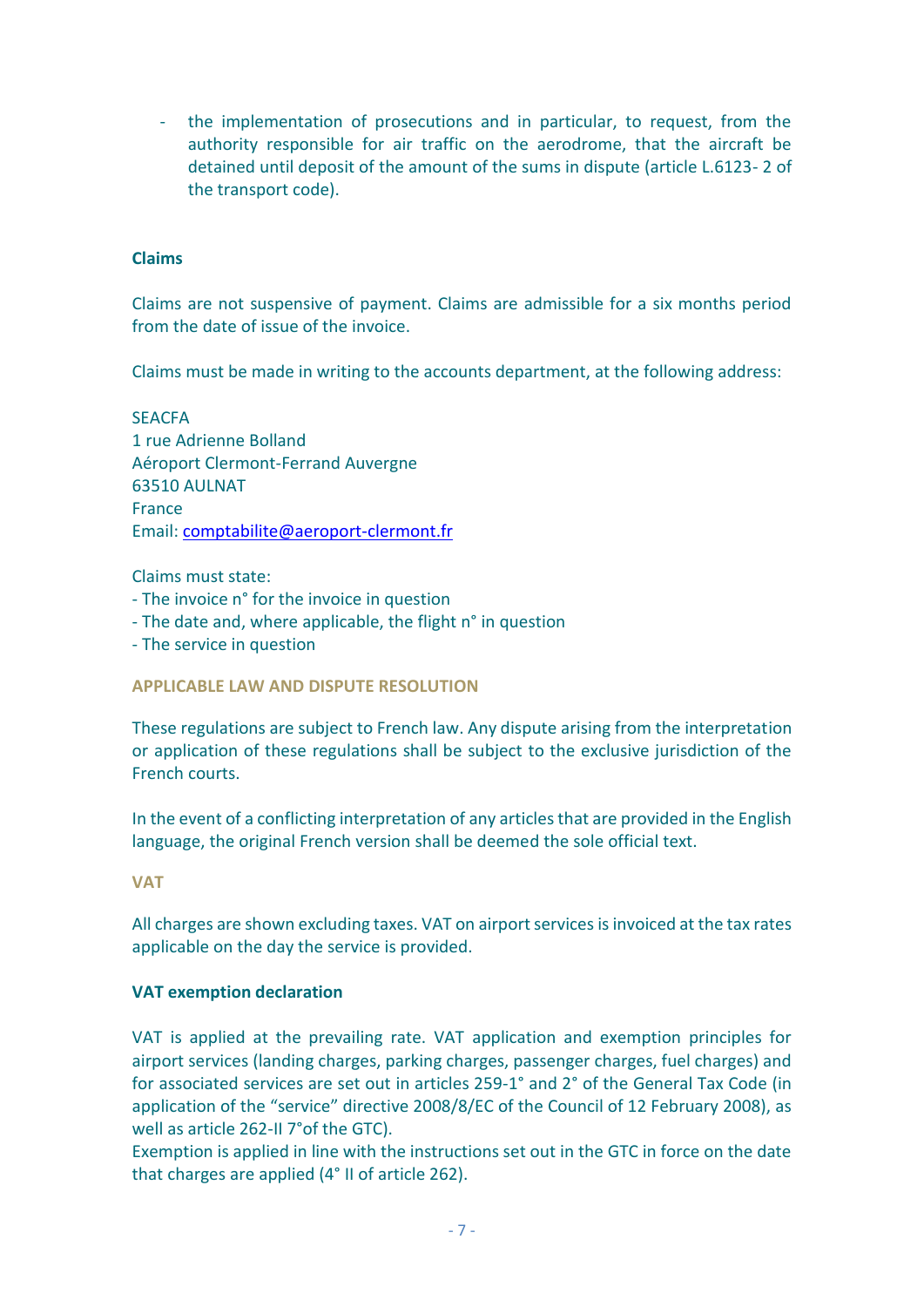- the implementation of prosecutions and in particular, to request, from the authority responsible for air traffic on the aerodrome, that the aircraft be detained until deposit of the amount of the sums in dispute (article L.6123- 2 of the transport code).

**Claims**

Claims are not suspensive of payment. Claims are admissible for a six months period from the date of issue of the invoice.

Claims must be made in writing to the accounts department, at the following address:

SEACFA
1 rue Adrienne Bolland
Aéroport Clermont-Ferrand Auvergne
63510 AULNAT
France
Email: comptabilite@aeroport-clermont.fr

Claims must state:
- The invoice n° for the invoice in question
- The date and, where applicable, the flight n° in question
- The service in question

## APPLICABLE LAW AND DISPUTE RESOLUTION

These regulations are subject to French law. Any dispute arising from the interpretation or application of these regulations shall be subject to the exclusive jurisdiction of the French courts.

In the event of a conflicting interpretation of any articles that are provided in the English language, the original French version shall be deemed the sole official text.

## VAT

All charges are shown excluding taxes. VAT on airport services is invoiced at the tax rates applicable on the day the service is provided.

**VAT exemption declaration**

VAT is applied at the prevailing rate. VAT application and exemption principles for airport services (landing charges, parking charges, passenger charges, fuel charges) and for associated services are set out in articles 259-1° and 2° of the General Tax Code (in application of the "service" directive 2008/8/EC of the Council of 12 February 2008), as well as article 262-II 7°of the GTC).
Exemption is applied in line with the instructions set out in the GTC in force on the date that charges are applied (4° II of article 262).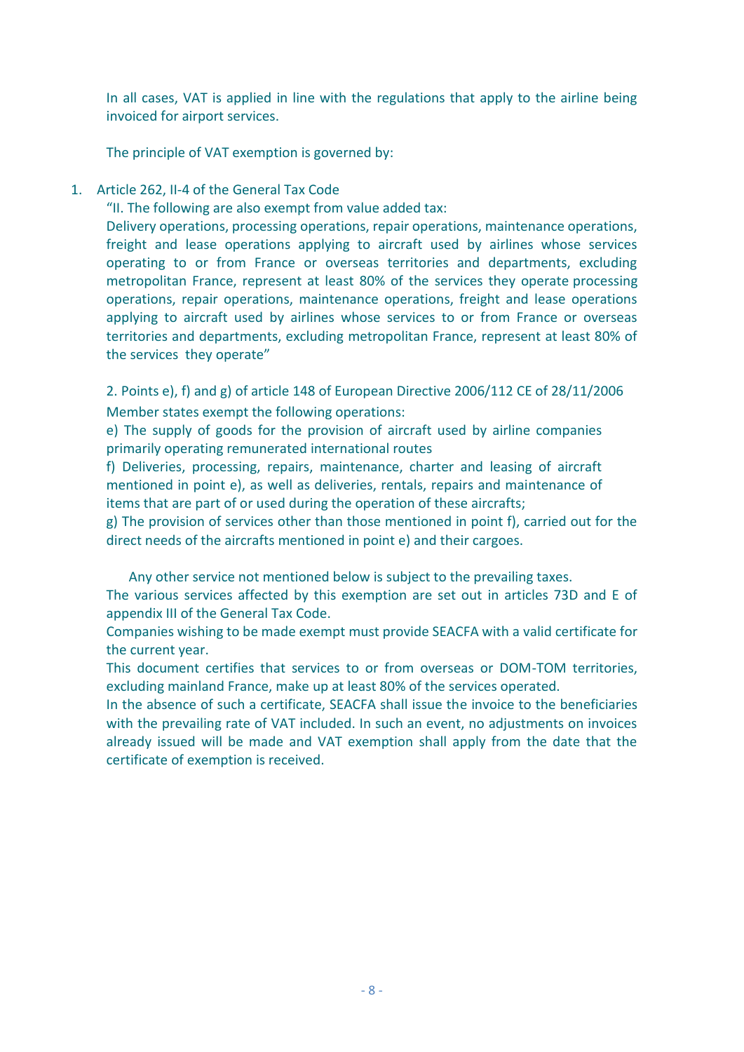In all cases, VAT is applied in line with the regulations that apply to the airline being invoiced for airport services.

The principle of VAT exemption is governed by:

1. Article 262, II-4 of the General Tax Code

   "II. The following are also exempt from value added tax:

   Delivery operations, processing operations, repair operations, maintenance operations, freight and lease operations applying to aircraft used by airlines whose services operating to or from France or overseas territories and departments, excluding metropolitan France, represent at least 80% of the services they operate processing operations, repair operations, maintenance operations, freight and lease operations applying to aircraft used by airlines whose services to or from France or overseas territories and departments, excluding metropolitan France, represent at least 80% of the services they operate"

2. Points e), f) and g) of article 148 of European Directive 2006/112 CE of 28/11/2006

   Member states exempt the following operations:

   e) The supply of goods for the provision of aircraft used by airline companies primarily operating remunerated international routes

   f) Deliveries, processing, repairs, maintenance, charter and leasing of aircraft mentioned in point e), as well as deliveries, rentals, repairs and maintenance of items that are part of or used during the operation of these aircrafts;

   g) The provision of services other than those mentioned in point f), carried out for the direct needs of the aircrafts mentioned in point e) and their cargoes.

Any other service not mentioned below is subject to the prevailing taxes.

The various services affected by this exemption are set out in articles 73D and E of appendix III of the General Tax Code.

Companies wishing to be made exempt must provide SEACFA with a valid certificate for the current year.

This document certifies that services to or from overseas or DOM-TOM territories, excluding mainland France, make up at least 80% of the services operated.

In the absence of such a certificate, SEACFA shall issue the invoice to the beneficiaries with the prevailing rate of VAT included. In such an event, no adjustments on invoices already issued will be made and VAT exemption shall apply from the date that the certificate of exemption is received.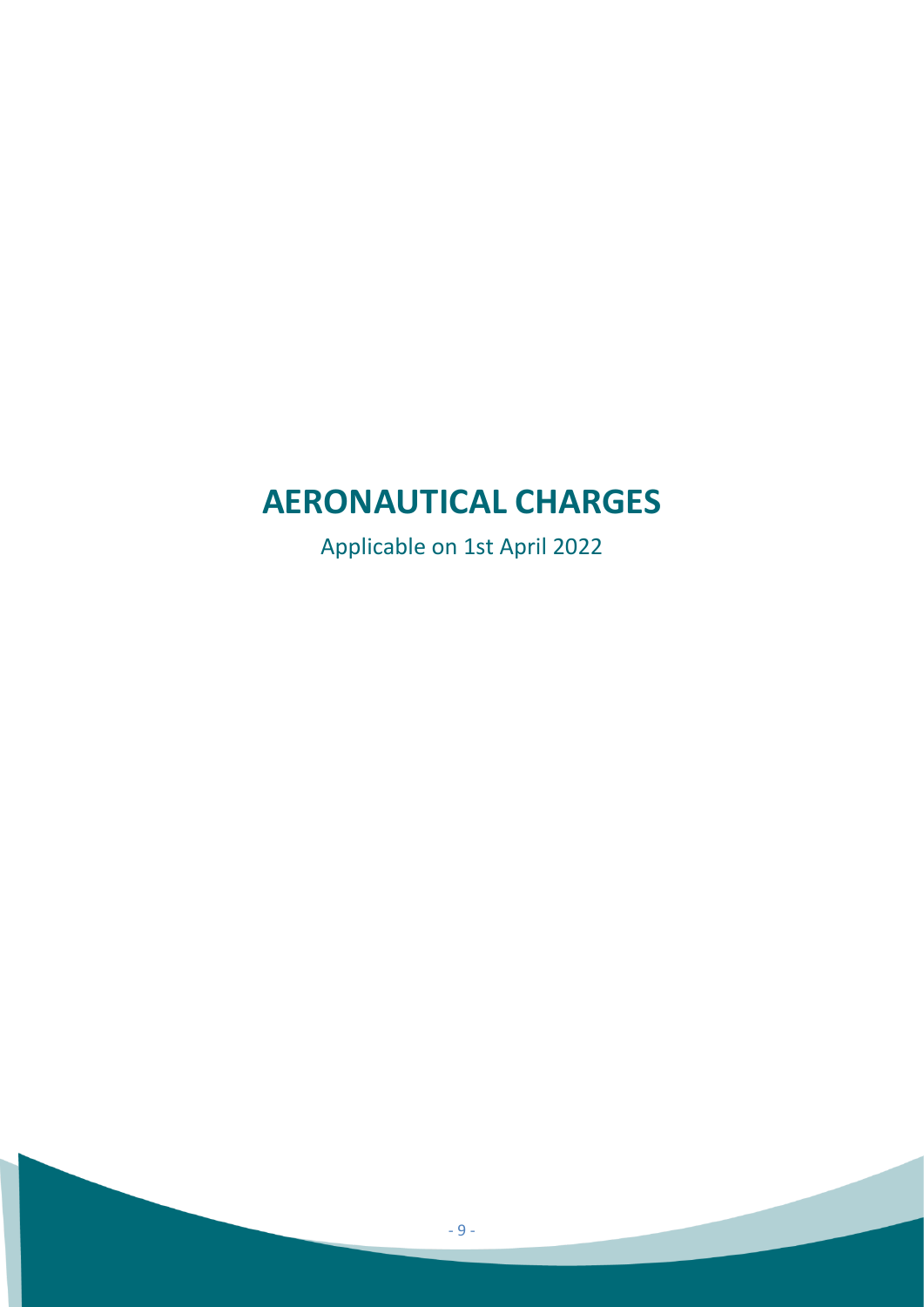# AERONAUTICAL CHARGES

Applicable on 1st April 2022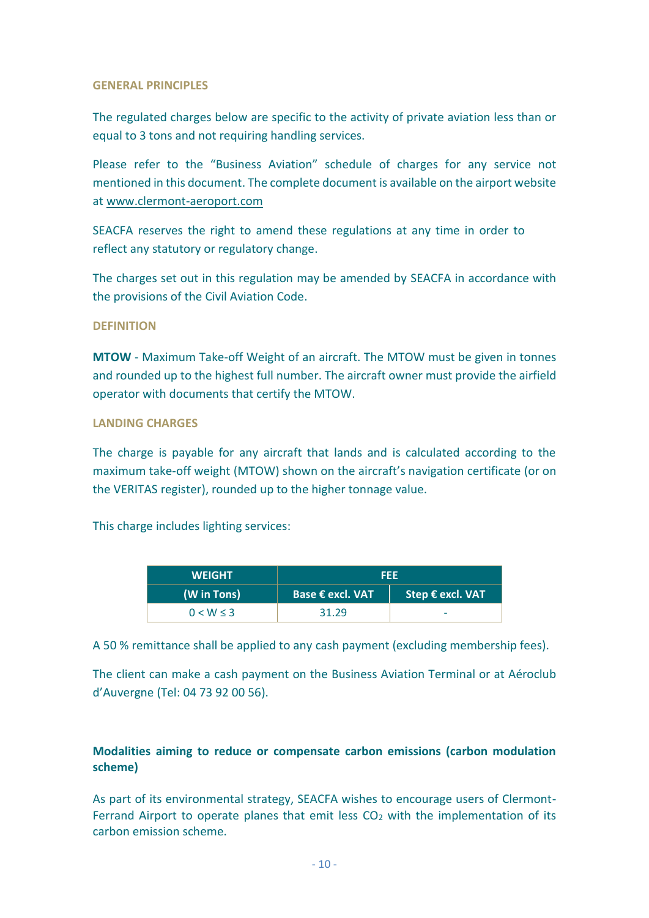## GENERAL PRINCIPLES

The regulated charges below are specific to the activity of private aviation less than or equal to 3 tons and not requiring handling services.

Please refer to the "Business Aviation" schedule of charges for any service not mentioned in this document. The complete document is available on the airport website at www.clermont-aeroport.com

SEACFA reserves the right to amend these regulations at any time in order to reflect any statutory or regulatory change.

The charges set out in this regulation may be amended by SEACFA in accordance with the provisions of the Civil Aviation Code.

## DEFINITION

**MTOW** - Maximum Take-off Weight of an aircraft. The MTOW must be given in tonnes and rounded up to the highest full number. The aircraft owner must provide the airfield operator with documents that certify the MTOW.

## LANDING CHARGES

The charge is payable for any aircraft that lands and is calculated according to the maximum take-off weight (MTOW) shown on the aircraft's navigation certificate (or on the VERITAS register), rounded up to the higher tonnage value.

This charge includes lighting services:

| WEIGHT | FEE | |
|---|---|---|
| (W in Tons) | Base € excl. VAT | Step € excl. VAT |
| 0 < W ≤ 3 | 31.29 | - |

A 50 % remittance shall be applied to any cash payment (excluding membership fees).

The client can make a cash payment on the Business Aviation Terminal or at Aéroclub d'Auvergne (Tel: 04 73 92 00 56).

**Modalities aiming to reduce or compensate carbon emissions (carbon modulation scheme)**

As part of its environmental strategy, SEACFA wishes to encourage users of Clermont-Ferrand Airport to operate planes that emit less $CO_2$ with the implementation of its carbon emission scheme.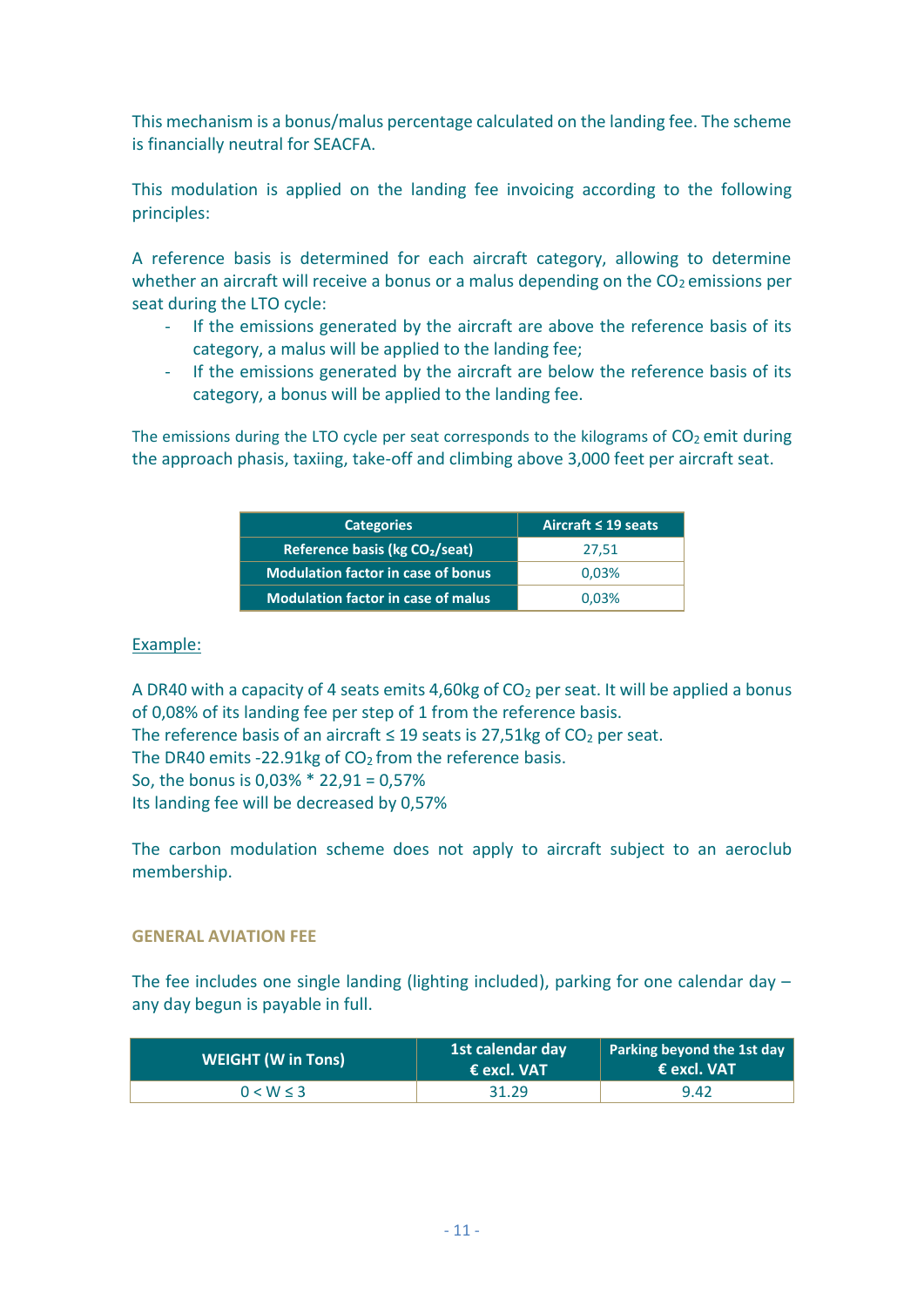This mechanism is a bonus/malus percentage calculated on the landing fee. The scheme is financially neutral for SEACFA.

This modulation is applied on the landing fee invoicing according to the following principles:

A reference basis is determined for each aircraft category, allowing to determine whether an aircraft will receive a bonus or a malus depending on the $CO_2$ emissions per seat during the LTO cycle:

- If the emissions generated by the aircraft are above the reference basis of its category, a malus will be applied to the landing fee;
- If the emissions generated by the aircraft are below the reference basis of its category, a bonus will be applied to the landing fee.

The emissions during the LTO cycle per seat corresponds to the kilograms of $CO_2$ emit during the approach phasis, taxiing, take-off and climbing above 3,000 feet per aircraft seat.

| Categories | Aircraft ≤ 19 seats |
|---|---|
| Reference basis (kg $CO_2$/seat) | 27,51 |
| Modulation factor in case of bonus | 0,03% |
| Modulation factor in case of malus | 0,03% |

<u>Example:</u>

A DR40 with a capacity of 4 seats emits 4,60kg of $CO_2$ per seat. It will be applied a bonus of 0,08% of its landing fee per step of 1 from the reference basis.
The reference basis of an aircraft ≤ 19 seats is 27,51kg of $CO_2$ per seat.
The DR40 emits -22.91kg of $CO_2$ from the reference basis.
So, the bonus is 0,03% * 22,91 = 0,57%
Its landing fee will be decreased by 0,57%

The carbon modulation scheme does not apply to aircraft subject to an aeroclub membership.

### GENERAL AVIATION FEE

The fee includes one single landing (lighting included), parking for one calendar day – any day begun is payable in full.

| WEIGHT (W in Tons) | 1st calendar day € excl. VAT | Parking beyond the 1st day € excl. VAT |
|---|---|---|
| 0 < W ≤ 3 | 31.29 | 9.42 |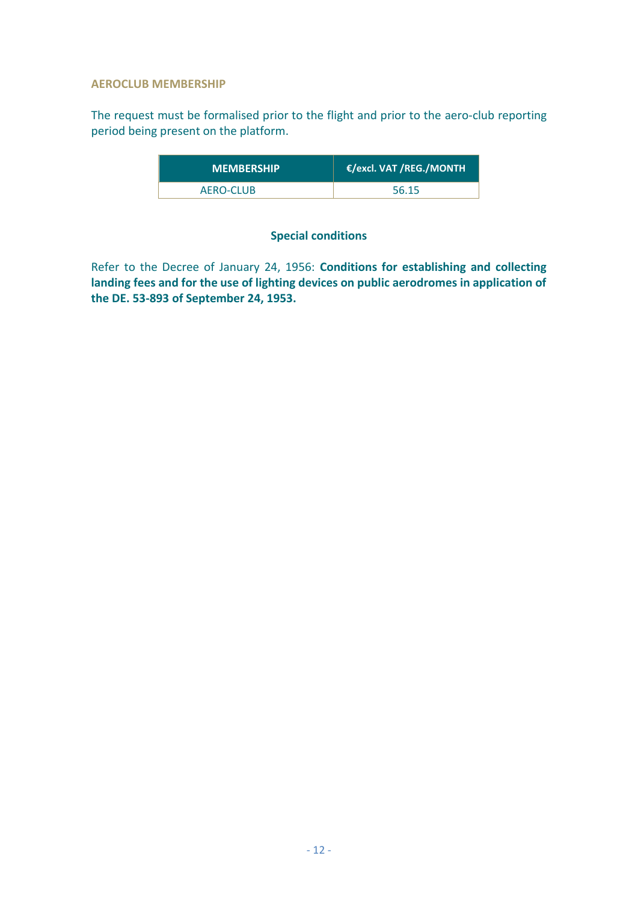### AEROCLUB MEMBERSHIP

The request must be formalised prior to the flight and prior to the aero-club reporting period being present on the platform.

| MEMBERSHIP | €/excl. VAT /REG./MONTH |
|---|---|
| AERO-CLUB | 56.15 |

**Special conditions**

Refer to the Decree of January 24, 1956: **Conditions for establishing and collecting landing fees and for the use of lighting devices on public aerodromes in application of the DE. 53-893 of September 24, 1953.**